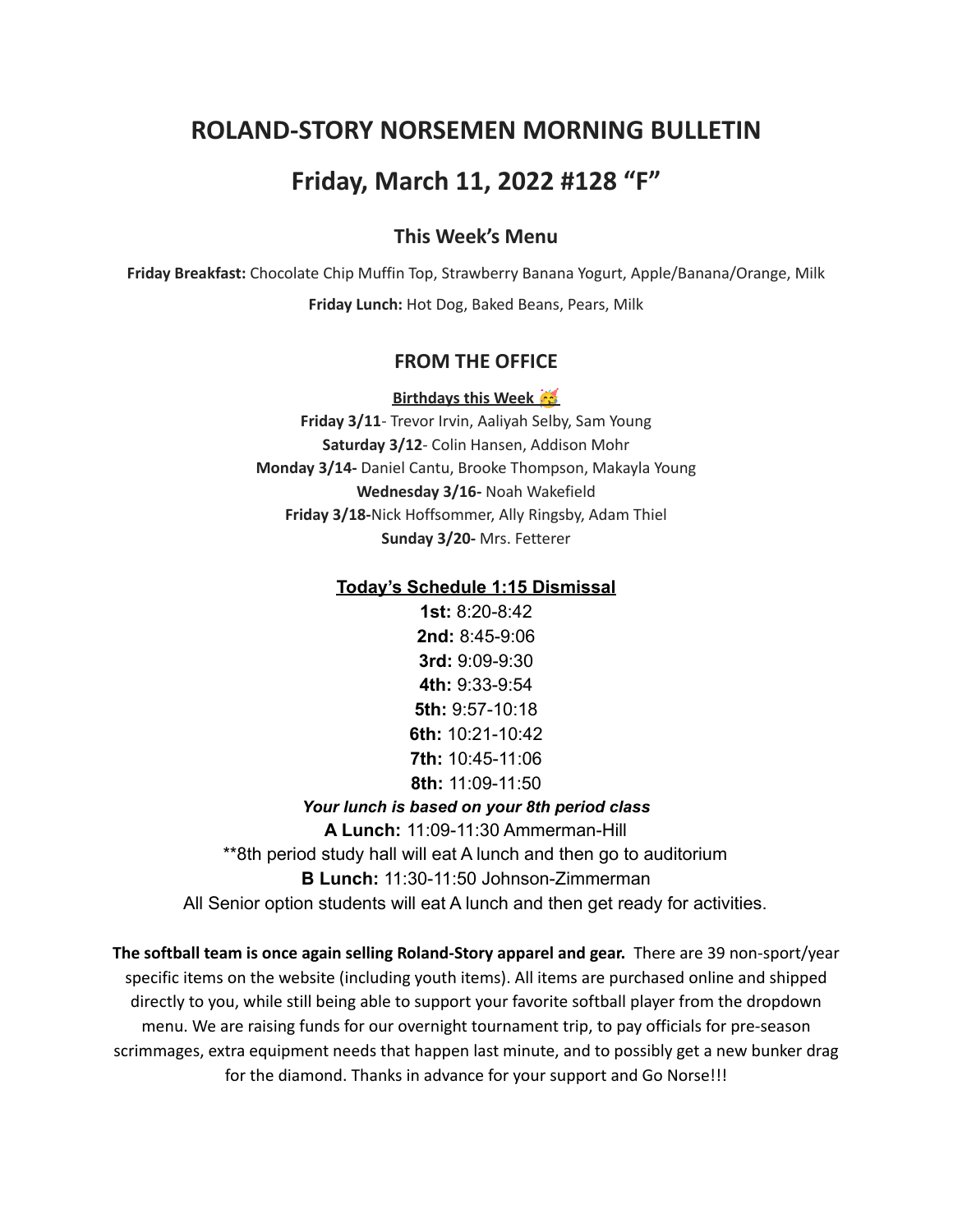# ROLAND-STORY NORSEMEN MORNING BULLETIN

# Friday, March 11, 2022 #128 "F"

## This Week's Menu

**Friday Breakfast:** Chocolate Chip Muffin Top, Strawberry Banana Yogurt, Apple/Banana/Orange, Milk

**Friday Lunch:** Hot Dog, Baked Beans, Pears, Milk

## FROM THE OFFICE

**Birthdays this Week 🥳**

**Friday 3/11**- Trevor Irvin, Aaliyah Selby, Sam Young
**Saturday 3/12**- Colin Hansen, Addison Mohr
**Monday 3/14-** Daniel Cantu, Brooke Thompson, Makayla Young
**Wednesday 3/16-** Noah Wakefield
**Friday 3/18-**Nick Hoffsommer, Ally Ringsby, Adam Thiel
**Sunday 3/20-** Mrs. Fetterer

**Today's Schedule 1:15 Dismissal**

**1st:** 8:20-8:42
**2nd:** 8:45-9:06
**3rd:** 9:09-9:30
**4th:** 9:33-9:54
**5th:** 9:57-10:18
**6th:** 10:21-10:42
**7th:** 10:45-11:06
**8th:** 11:09-11:50

***Your lunch is based on your 8th period class***

**A Lunch:** 11:09-11:30 Ammerman-Hill
**8th period study hall will eat A lunch and then go to auditorium
**B Lunch:** 11:30-11:50 Johnson-Zimmerman
All Senior option students will eat A lunch and then get ready for activities.

**The softball team is once again selling Roland-Story apparel and gear.** There are 39 non-sport/year specific items on the website (including youth items). All items are purchased online and shipped directly to you, while still being able to support your favorite softball player from the dropdown menu. We are raising funds for our overnight tournament trip, to pay officials for pre-season scrimmages, extra equipment needs that happen last minute, and to possibly get a new bunker drag for the diamond. Thanks in advance for your support and Go Norse!!!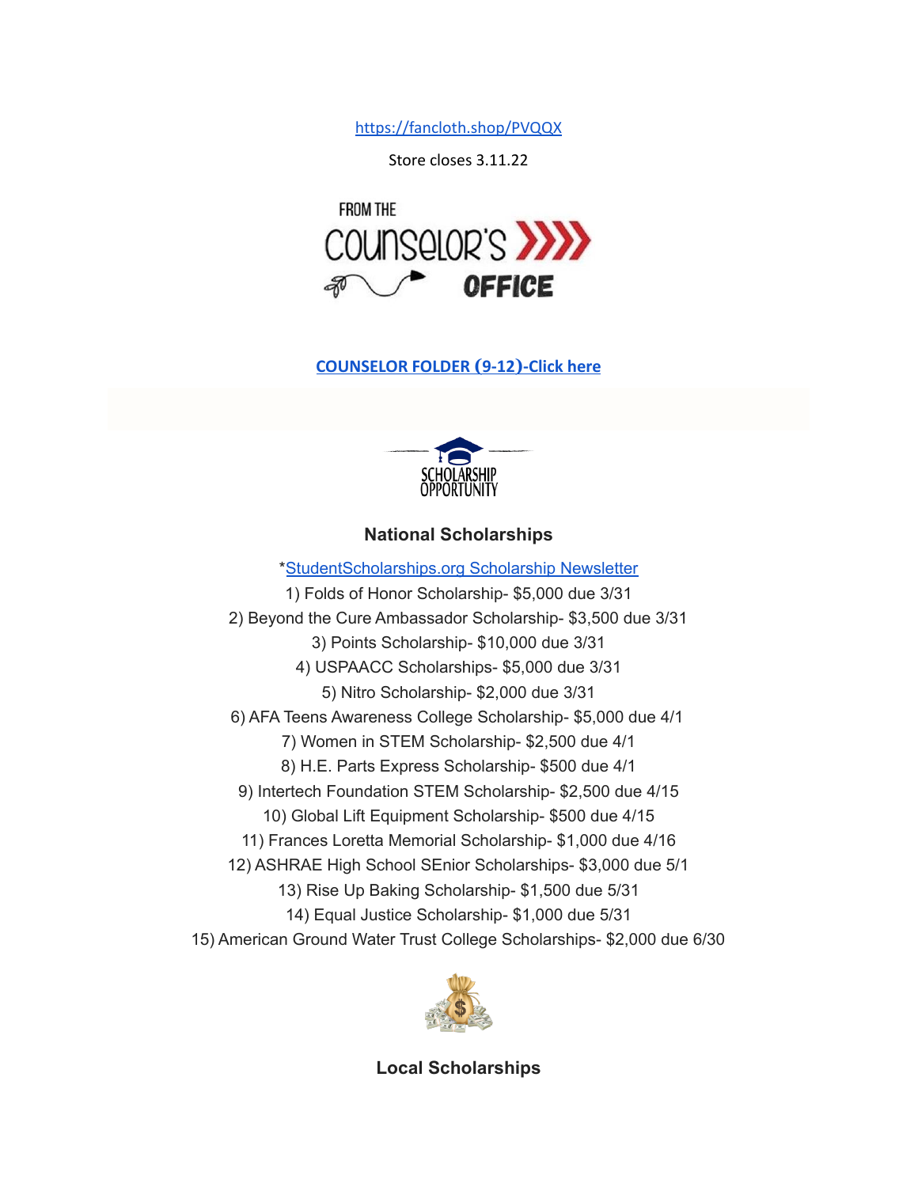https://fancloth.shop/PVQQX

Store closes 3.11.22

FROM THE COUNSELOR'S OFFICE

**COUNSELOR FOLDER (9-12)-Click here**

SCHOLARSHIP OPPORTUNITY

### National Scholarships

*StudentScholarships.org Scholarship Newsletter

1) Folds of Honor Scholarship- $5,000 due 3/31
2) Beyond the Cure Ambassador Scholarship- $3,500 due 3/31
3) Points Scholarship- $10,000 due 3/31
4) USPAACC Scholarships- $5,000 due 3/31
5) Nitro Scholarship- $2,000 due 3/31
6) AFA Teens Awareness College Scholarship- $5,000 due 4/1
7) Women in STEM Scholarship- $2,500 due 4/1
8) H.E. Parts Express Scholarship- $500 due 4/1
9) Intertech Foundation STEM Scholarship- $2,500 due 4/15
10) Global Lift Equipment Scholarship- $500 due 4/15
11) Frances Loretta Memorial Scholarship- $1,000 due 4/16
12) ASHRAE High School SEnior Scholarships- $3,000 due 5/1
13) Rise Up Baking Scholarship- $1,500 due 5/31
14) Equal Justice Scholarship- $1,000 due 5/31
15) American Ground Water Trust College Scholarships- $2,000 due 6/30

### Local Scholarships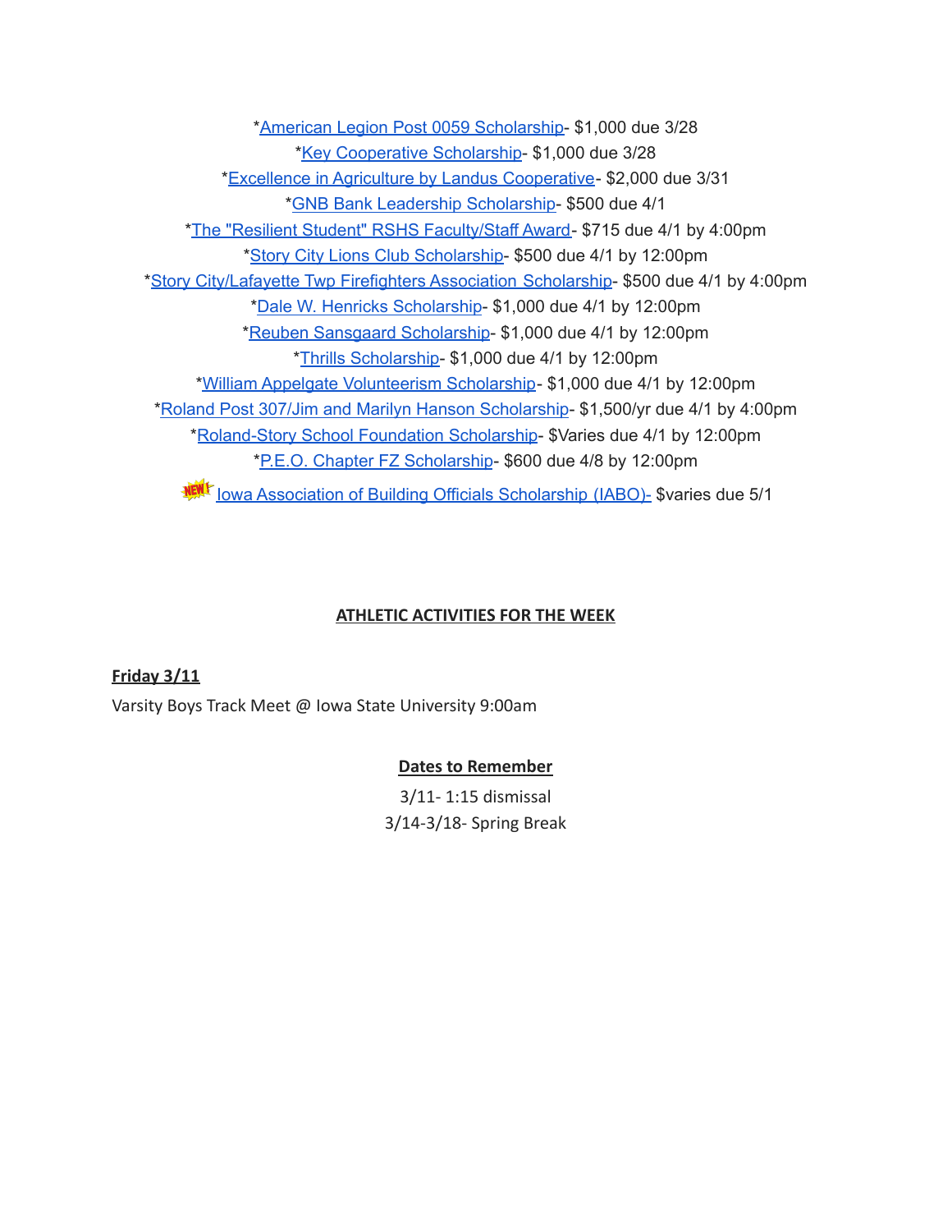*American Legion Post 0059 Scholarship- $1,000 due 3/28

*Key Cooperative Scholarship- $1,000 due 3/28

*Excellence in Agriculture by Landus Cooperative- $2,000 due 3/31

*GNB Bank Leadership Scholarship- $500 due 4/1

*The "Resilient Student" RSHS Faculty/Staff Award- $715 due 4/1 by 4:00pm

*Story City Lions Club Scholarship- $500 due 4/1 by 12:00pm

*Story City/Lafayette Twp Firefighters Association Scholarship- $500 due 4/1 by 4:00pm

*Dale W. Henricks Scholarship- $1,000 due 4/1 by 12:00pm

*Reuben Sansgaard Scholarship- $1,000 due 4/1 by 12:00pm

*Thrills Scholarship- $1,000 due 4/1 by 12:00pm

*William Appelgate Volunteerism Scholarship- $1,000 due 4/1 by 12:00pm

*Roland Post 307/Jim and Marilyn Hanson Scholarship- $1,500/yr due 4/1 by 4:00pm

*Roland-Story School Foundation Scholarship- $Varies due 4/1 by 12:00pm

*P.E.O. Chapter FZ Scholarship- $600 due 4/8 by 12:00pm

NEW! Iowa Association of Building Officials Scholarship (IABO)- $varies due 5/1

## ATHLETIC ACTIVITIES FOR THE WEEK

**Friday 3/11**

Varsity Boys Track Meet @ Iowa State University 9:00am

### Dates to Remember

3/11- 1:15 dismissal

3/14-3/18- Spring Break